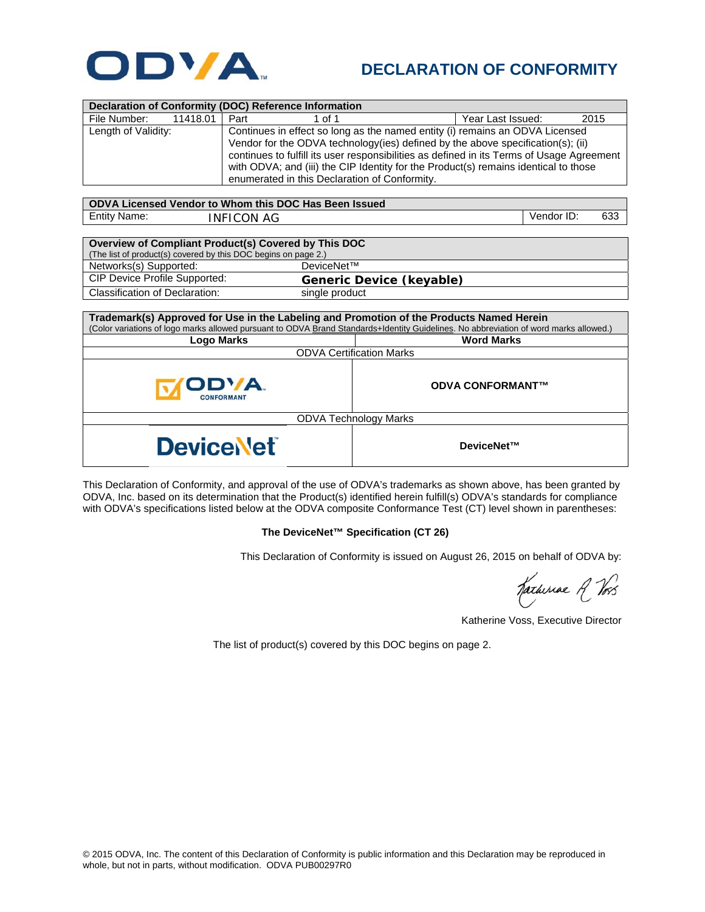# ODVA

## DECLARATION OF CONFORMITY

| Declaration of Conformity (DOC) Reference Information | | | |
|---|---|---|---|
| File Number: 11418.01 | Part 1 of 1 | | Year Last Issued: 2015 |
| Length of Validity: | Continues in effect so long as the named entity (i) remains an ODVA Licensed Vendor for the ODVA technology(ies) defined by the above specification(s); (ii) continues to fulfill its user responsibilities as defined in its Terms of Usage Agreement with ODVA; and (iii) the CIP Identity for the Product(s) remains identical to those enumerated in this Declaration of Conformity. | | |

| ODVA Licensed Vendor to Whom this DOC Has Been Issued | | |
|---|---|---|
| Entity Name: | INFICON AG | Vendor ID: 633 |

| Overview of Compliant Product(s) Covered by This DOC (The list of product(s) covered by this DOC begins on page 2.) | |
|---|---|
| Networks(s) Supported: | DeviceNet™ |
| CIP Device Profile Supported: | **Generic Device (keyable)** |
| Classification of Declaration: | single product |

| Trademark(s) Approved for Use in the Labeling and Promotion of the Products Named Herein (Color variations of logo marks allowed pursuant to ODVA Brand Standards+Identity Guidelines. No abbreviation of word marks allowed.) | |
|---|---|
| **Logo Marks** | **Word Marks** |
| ODVA Certification Marks | |
| ODVA CONFORMANT | **ODVA CONFORMANT™** |
| ODVA Technology Marks | |
| DeviceNet | **DeviceNet™** |

This Declaration of Conformity, and approval of the use of ODVA's trademarks as shown above, has been granted by ODVA, Inc. based on its determination that the Product(s) identified herein fulfill(s) ODVA's standards for compliance with ODVA's specifications listed below at the ODVA composite Conformance Test (CT) level shown in parentheses:

**The DeviceNet™ Specification (CT 26)**

This Declaration of Conformity is issued on August 26, 2015 on behalf of ODVA by:

Katherine Voss, Executive Director

The list of product(s) covered by this DOC begins on page 2.

© 2015 ODVA, Inc. The content of this Declaration of Conformity is public information and this Declaration may be reproduced in whole, but not in parts, without modification. ODVA PUB00297R0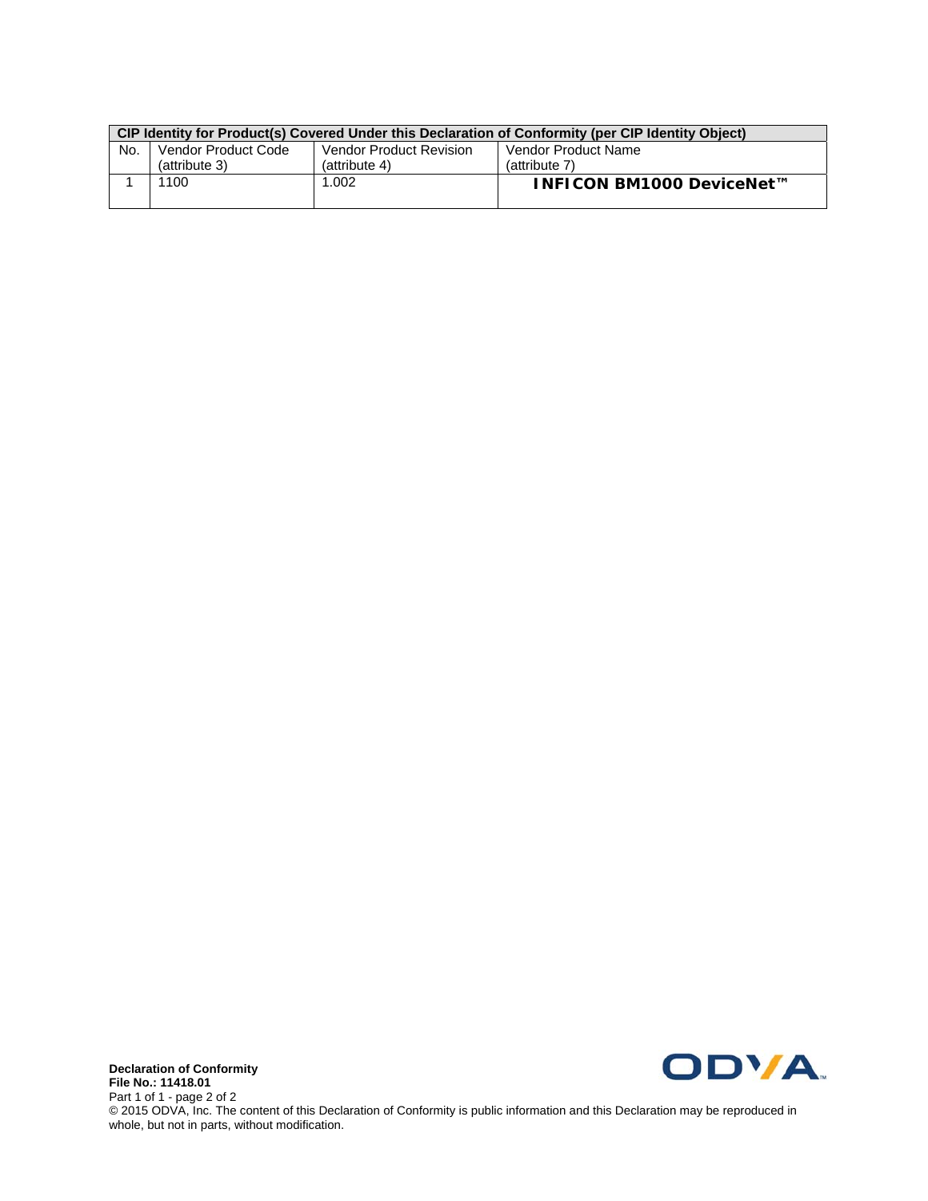| CIP Identity for Product(s) Covered Under this Declaration of Conformity (per CIP Identity Object) | | | |
|---|---|---|---|
| No. | Vendor Product Code (attribute 3) | Vendor Product Revision (attribute 4) | Vendor Product Name (attribute 7) |
| 1 | 1100 | 1.002 | **INFICON BM1000 DeviceNet™** |

**Declaration of Conformity**
**File No.: 11418.01**
Part 1 of 1 - page 2 of 2
© 2015 ODVA, Inc. The content of this Declaration of Conformity is public information and this Declaration may be reproduced in whole, but not in parts, without modification.